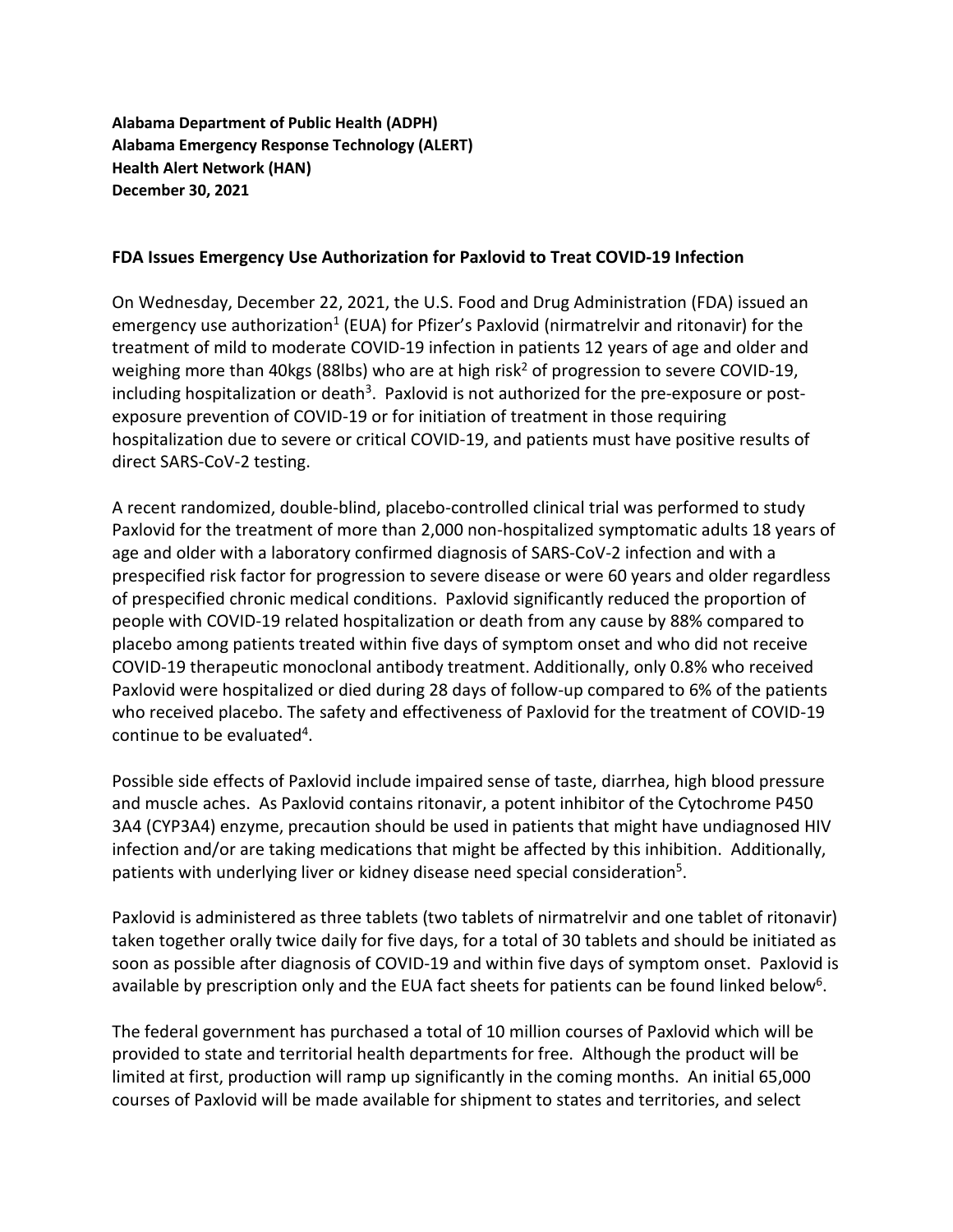**Alabama Department of Public Health (ADPH)**
**Alabama Emergency Response Technology (ALERT)**
**Health Alert Network (HAN)**
**December 30, 2021**

**FDA Issues Emergency Use Authorization for Paxlovid to Treat COVID-19 Infection**

On Wednesday, December 22, 2021, the U.S. Food and Drug Administration (FDA) issued an emergency use authorization[1] (EUA) for Pfizer's Paxlovid (nirmatrelvir and ritonavir) for the treatment of mild to moderate COVID-19 infection in patients 12 years of age and older and weighing more than 40kgs (88lbs) who are at high risk[2] of progression to severe COVID-19, including hospitalization or death[3]. Paxlovid is not authorized for the pre-exposure or post-exposure prevention of COVID-19 or for initiation of treatment in those requiring hospitalization due to severe or critical COVID-19, and patients must have positive results of direct SARS-CoV-2 testing.

A recent randomized, double-blind, placebo-controlled clinical trial was performed to study Paxlovid for the treatment of more than 2,000 non-hospitalized symptomatic adults 18 years of age and older with a laboratory confirmed diagnosis of SARS-CoV-2 infection and with a prespecified risk factor for progression to severe disease or were 60 years and older regardless of prespecified chronic medical conditions. Paxlovid significantly reduced the proportion of people with COVID-19 related hospitalization or death from any cause by 88% compared to placebo among patients treated within five days of symptom onset and who did not receive COVID-19 therapeutic monoclonal antibody treatment. Additionally, only 0.8% who received Paxlovid were hospitalized or died during 28 days of follow-up compared to 6% of the patients who received placebo. The safety and effectiveness of Paxlovid for the treatment of COVID-19 continue to be evaluated[4].

Possible side effects of Paxlovid include impaired sense of taste, diarrhea, high blood pressure and muscle aches. As Paxlovid contains ritonavir, a potent inhibitor of the Cytochrome P450 3A4 (CYP3A4) enzyme, precaution should be used in patients that might have undiagnosed HIV infection and/or are taking medications that might be affected by this inhibition. Additionally, patients with underlying liver or kidney disease need special consideration[5].

Paxlovid is administered as three tablets (two tablets of nirmatrelvir and one tablet of ritonavir) taken together orally twice daily for five days, for a total of 30 tablets and should be initiated as soon as possible after diagnosis of COVID-19 and within five days of symptom onset. Paxlovid is available by prescription only and the EUA fact sheets for patients can be found linked below[6].

The federal government has purchased a total of 10 million courses of Paxlovid which will be provided to state and territorial health departments for free. Although the product will be limited at first, production will ramp up significantly in the coming months. An initial 65,000 courses of Paxlovid will be made available for shipment to states and territories, and select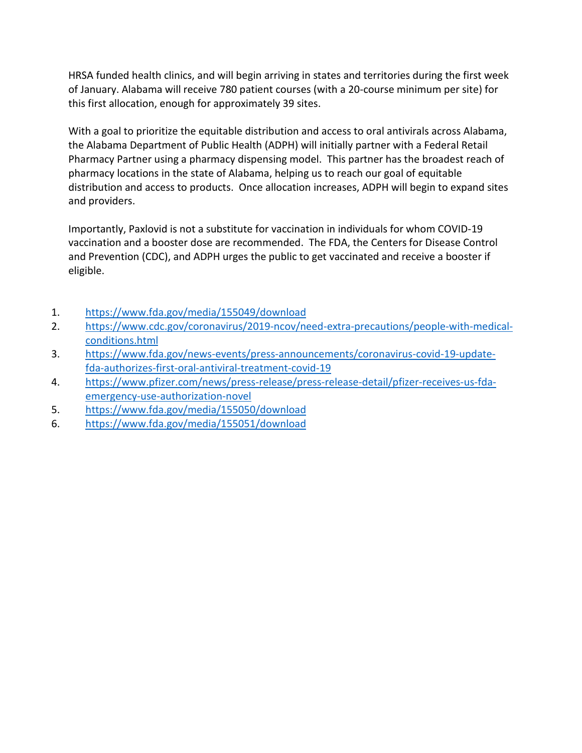HRSA funded health clinics, and will begin arriving in states and territories during the first week of January. Alabama will receive 780 patient courses (with a 20-course minimum per site) for this first allocation, enough for approximately 39 sites.

With a goal to prioritize the equitable distribution and access to oral antivirals across Alabama, the Alabama Department of Public Health (ADPH) will initially partner with a Federal Retail Pharmacy Partner using a pharmacy dispensing model. This partner has the broadest reach of pharmacy locations in the state of Alabama, helping us to reach our goal of equitable distribution and access to products. Once allocation increases, ADPH will begin to expand sites and providers.

Importantly, Paxlovid is not a substitute for vaccination in individuals for whom COVID-19 vaccination and a booster dose are recommended. The FDA, the Centers for Disease Control and Prevention (CDC), and ADPH urges the public to get vaccinated and receive a booster if eligible.

1. https://www.fda.gov/media/155049/download
2. https://www.cdc.gov/coronavirus/2019-ncov/need-extra-precautions/people-with-medical-conditions.html
3. https://www.fda.gov/news-events/press-announcements/coronavirus-covid-19-update-fda-authorizes-first-oral-antiviral-treatment-covid-19
4. https://www.pfizer.com/news/press-release/press-release-detail/pfizer-receives-us-fda-emergency-use-authorization-novel
5. https://www.fda.gov/media/155050/download
6. https://www.fda.gov/media/155051/download